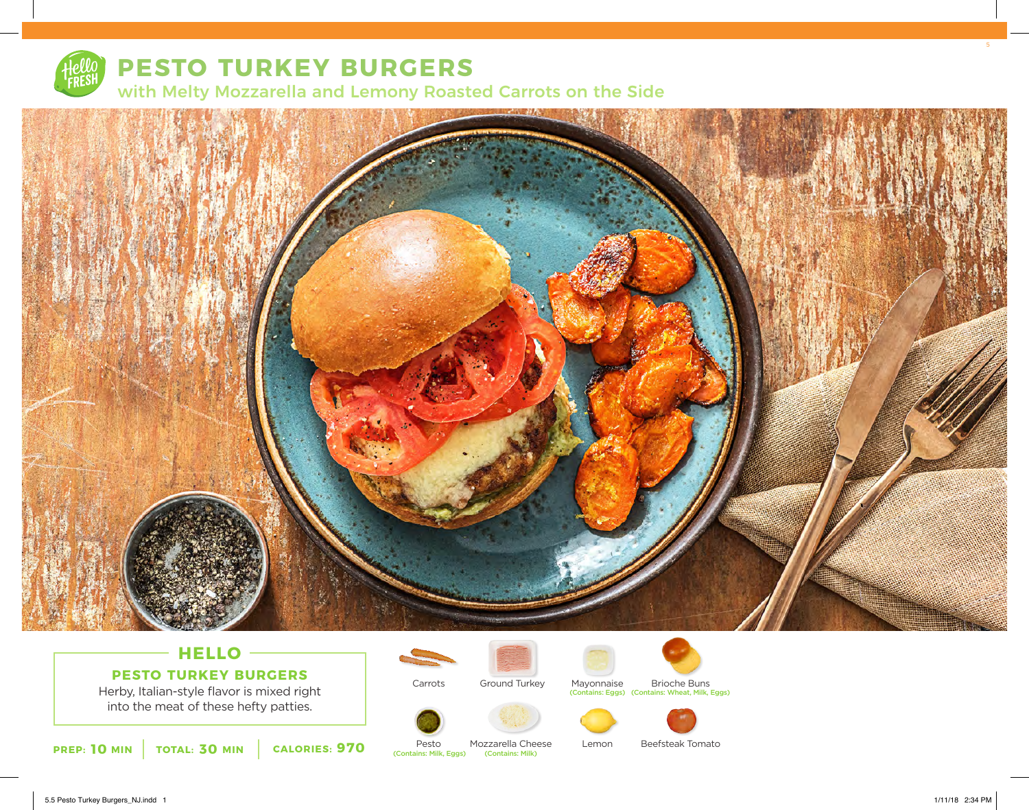# PESTO TURKEY BURGERS

## with Melty Mozzarella and Lemony Roasted Carrots on the Side

## HELLO

### PESTO TURKEY BURGERS

Herby, Italian-style flavor is mixed right into the meat of these hefty patties.

**PREP: 10 MIN** | **TOTAL: 30 MIN** | **CALORIES: 970**

- Carrots
- Ground Turkey
- Mayonnaise (Contains: Eggs)
- Brioche Buns (Contains: Wheat, Milk, Eggs)
- Pesto (Contains: Milk, Eggs)
- Mozzarella Cheese (Contains: Milk)
- Lemon
- Beefsteak Tomato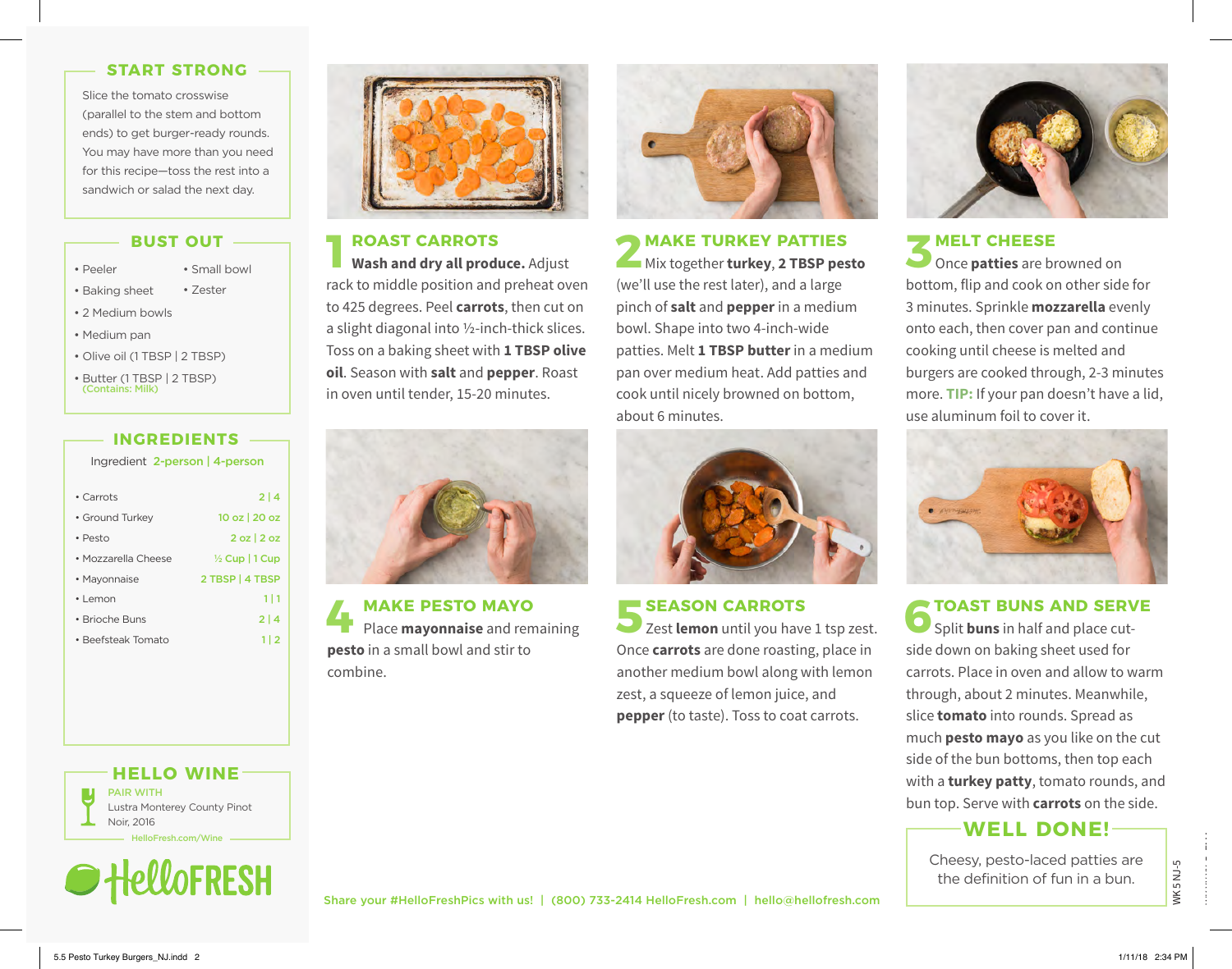## START STRONG

Slice the tomato crosswise (parallel to the stem and bottom ends) to get burger-ready rounds. You may have more than you need for this recipe—toss the rest into a sandwich or salad the next day.

## BUST OUT

- Peeler
- Small bowl
- Baking sheet
- Zester
- 2 Medium bowls
- Medium pan
- Olive oil (1 TBSP | 2 TBSP)
- Butter (1 TBSP | 2 TBSP) (Contains: Milk)

## INGREDIENTS

| Ingredient | 2-person \| 4-person |
|---|---|
| Carrots | 2 \| 4 |
| Ground Turkey | 10 oz \| 20 oz |
| Pesto | 2 oz \| 2 oz |
| Mozzarella Cheese | ½ Cup \| 1 Cup |
| Mayonnaise | 2 TBSP \| 4 TBSP |
| Lemon | 1 \| 1 |
| Brioche Buns | 2 \| 4 |
| Beefsteak Tomato | 1 \| 2 |

## HELLO WINE

PAIR WITH

Lustra Monterey County Pinot Noir, 2016

HelloFresh.com/Wine

HelloFRESH

## 1 ROAST CARROTS

**Wash and dry all produce.** Adjust rack to middle position and preheat oven to 425 degrees. Peel **carrots**, then cut on a slight diagonal into ½-inch-thick slices. Toss on a baking sheet with **1 TBSP olive oil**. Season with **salt** and **pepper**. Roast in oven until tender, 15-20 minutes.

## 2 MAKE TURKEY PATTIES

Mix together **turkey**, **2 TBSP pesto** (we'll use the rest later), and a large pinch of **salt** and **pepper** in a medium bowl. Shape into two 4-inch-wide patties. Melt **1 TBSP butter** in a medium pan over medium heat. Add patties and cook until nicely browned on bottom, about 6 minutes.

## 3 MELT CHEESE

Once **patties** are browned on bottom, flip and cook on other side for 3 minutes. Sprinkle **mozzarella** evenly onto each, then cover pan and continue cooking until cheese is melted and burgers are cooked through, 2-3 minutes more. **TIP:** If your pan doesn't have a lid, use aluminum foil to cover it.

## 4 MAKE PESTO MAYO

Place **mayonnaise** and remaining **pesto** in a small bowl and stir to combine.

## 5 SEASON CARROTS

Zest **lemon** until you have 1 tsp zest. Once **carrots** are done roasting, place in another medium bowl along with lemon zest, a squeeze of lemon juice, and **pepper** (to taste). Toss to coat carrots.

## 6 TOAST BUNS AND SERVE

Split **buns** in half and place cut-side down on baking sheet used for carrots. Place in oven and allow to warm through, about 2 minutes. Meanwhile, slice **tomato** into rounds. Spread as much **pesto mayo** as you like on the cut side of the bun bottoms, then top each with a **turkey patty**, tomato rounds, and bun top. Serve with **carrots** on the side.

## WELL DONE!

Cheesy, pesto-laced patties are the definition of fun in a bun.

Share your #HelloFreshPics with us! | (800) 733-2414 HelloFresh.com | hello@hellofresh.com

WK 5 NJ-5